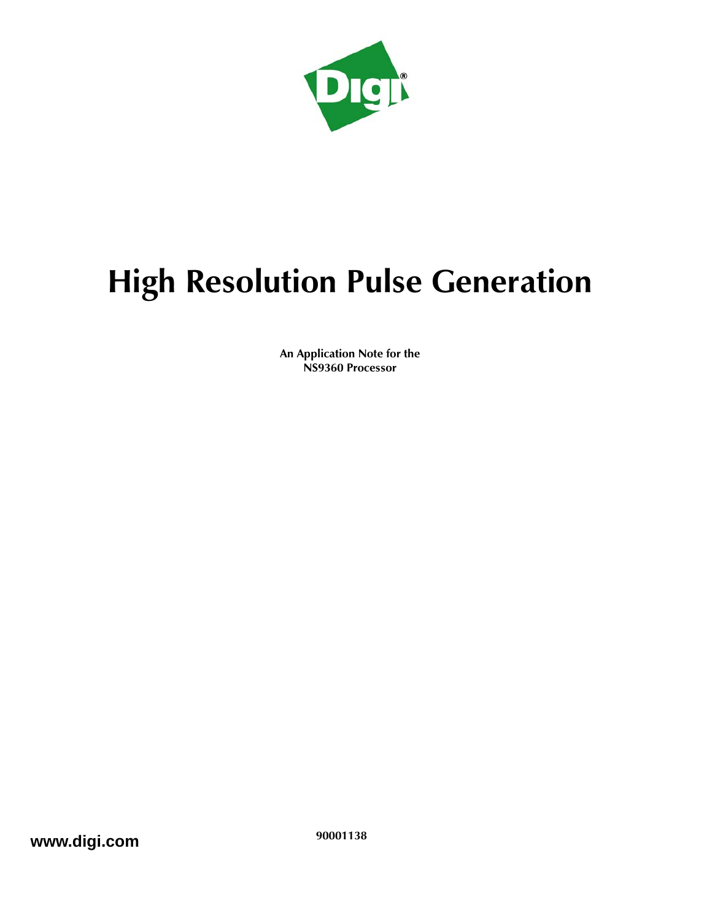# High Resolution Pulse Generation

**An Application Note for the**
**NS9360 Processor**

**www.digi.com**

**90001138**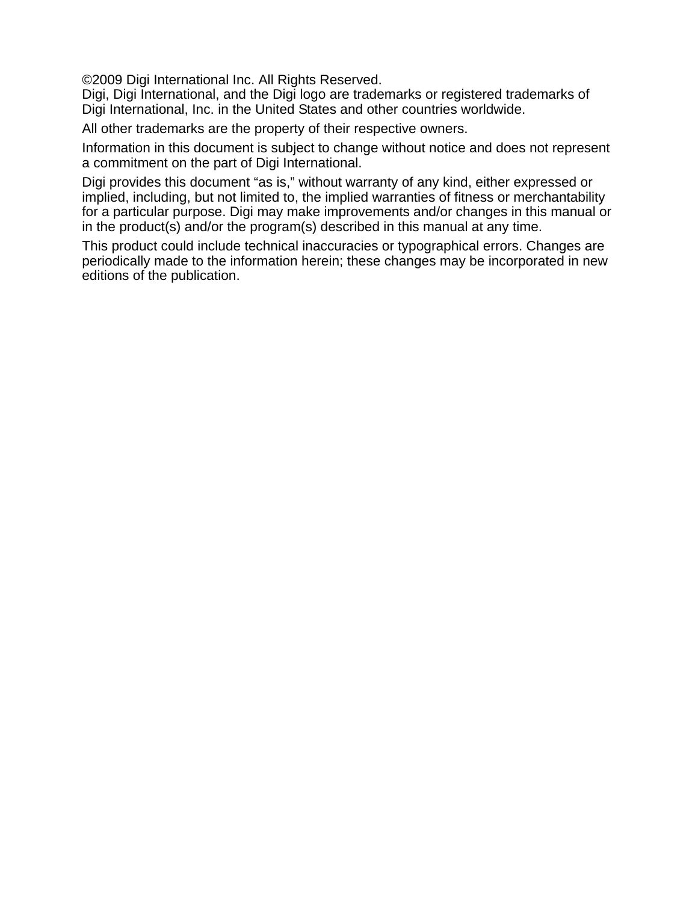©2009 Digi International Inc. All Rights Reserved.
Digi, Digi International, and the Digi logo are trademarks or registered trademarks of Digi International, Inc. in the United States and other countries worldwide.

All other trademarks are the property of their respective owners.

Information in this document is subject to change without notice and does not represent a commitment on the part of Digi International.

Digi provides this document "as is," without warranty of any kind, either expressed or implied, including, but not limited to, the implied warranties of fitness or merchantability for a particular purpose. Digi may make improvements and/or changes in this manual or in the product(s) and/or the program(s) described in this manual at any time.

This product could include technical inaccuracies or typographical errors. Changes are periodically made to the information herein; these changes may be incorporated in new editions of the publication.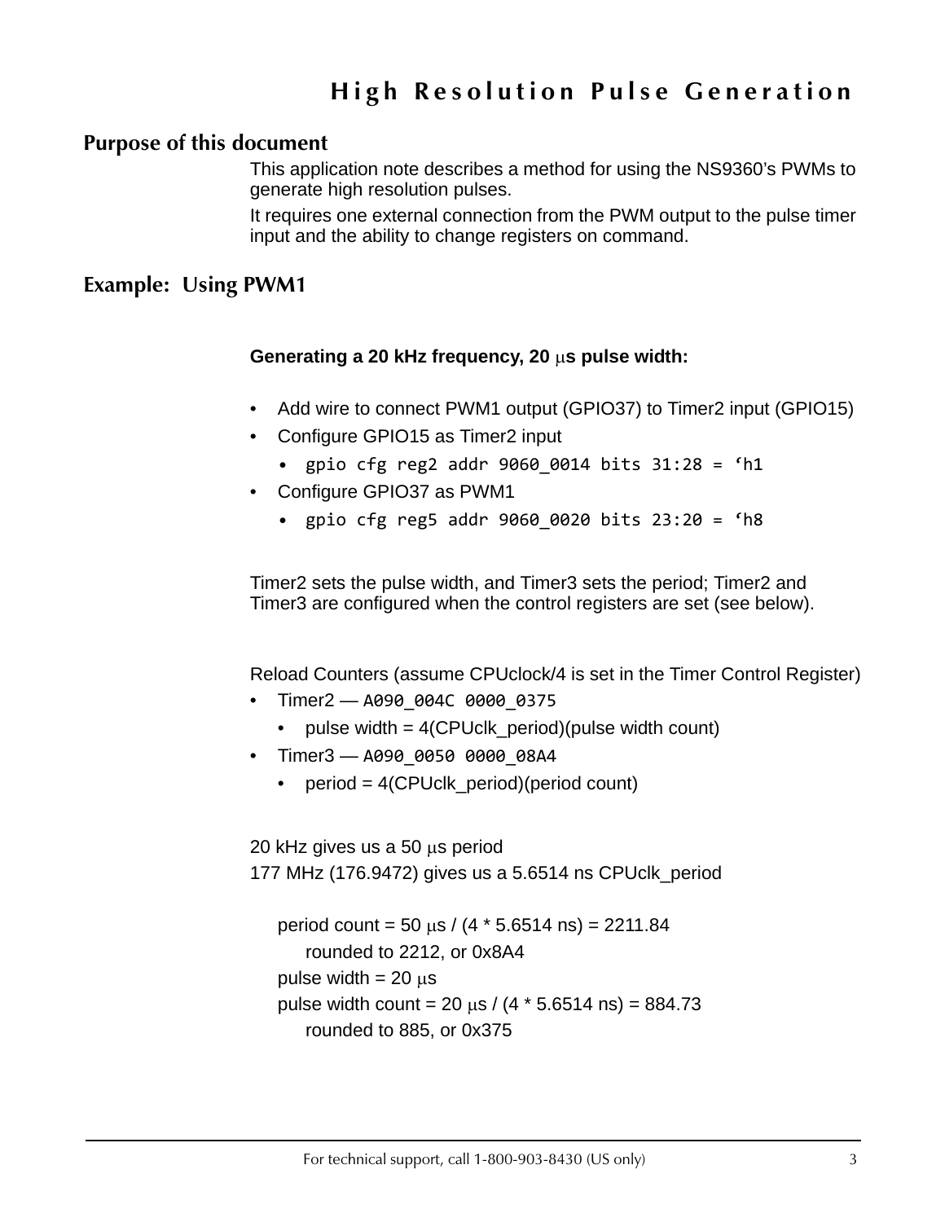# High Resolution Pulse Generation

## Purpose of this document

This application note describes a method for using the NS9360's PWMs to generate high resolution pulses.

It requires one external connection from the PWM output to the pulse timer input and the ability to change registers on command.

## Example: Using PWM1

**Generating a 20 kHz frequency, 20 μs pulse width:**

- Add wire to connect PWM1 output (GPIO37) to Timer2 input (GPIO15)
- Configure GPIO15 as Timer2 input
  - `gpio cfg reg2 addr 9060_0014 bits 31:28 = 'h1`
- Configure GPIO37 as PWM1
  - `gpio cfg reg5 addr 9060_0020 bits 23:20 = 'h8`

Timer2 sets the pulse width, and Timer3 sets the period; Timer2 and Timer3 are configured when the control registers are set (see below).

Reload Counters (assume CPUclock/4 is set in the Timer Control Register)

- Timer2 — `A090_004C 0000_0375`
  - pulse width = 4(CPUclk_period)(pulse width count)
- Timer3 — `A090_0050 0000_08A4`
  - period = 4(CPUclk_period)(period count)

20 kHz gives us a 50 μs period
177 MHz (176.9472) gives us a 5.6514 ns CPUclk_period

period count = 50 μs / (4 * 5.6514 ns) = 2211.84
rounded to 2212, or 0x8A4
pulse width = 20 μs
pulse width count = 20 μs / (4 * 5.6514 ns) = 884.73
rounded to 885, or 0x375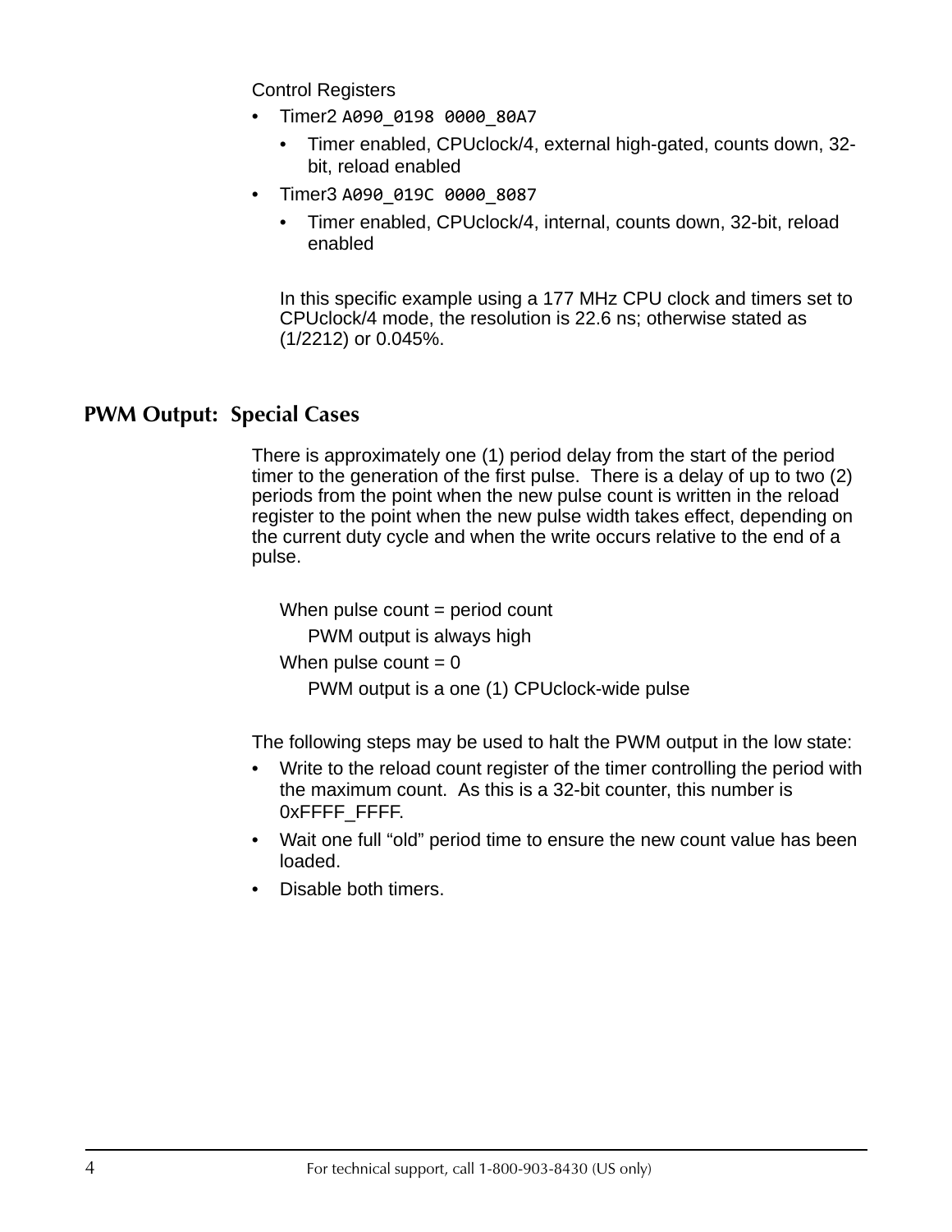Control Registers

- Timer2 `A090_0198 0000_80A7`
  - Timer enabled, CPUclock/4, external high-gated, counts down, 32-bit, reload enabled
- Timer3 `A090_019C 0000_8087`
  - Timer enabled, CPUclock/4, internal, counts down, 32-bit, reload enabled

In this specific example using a 177 MHz CPU clock and timers set to CPUclock/4 mode, the resolution is 22.6 ns; otherwise stated as (1/2212) or 0.045%.

## PWM Output: Special Cases

There is approximately one (1) period delay from the start of the period timer to the generation of the first pulse. There is a delay of up to two (2) periods from the point when the new pulse count is written in the reload register to the point when the new pulse width takes effect, depending on the current duty cycle and when the write occurs relative to the end of a pulse.

When pulse count = period count

PWM output is always high

When pulse count = 0

PWM output is a one (1) CPUclock-wide pulse

The following steps may be used to halt the PWM output in the low state:

- Write to the reload count register of the timer controlling the period with the maximum count. As this is a 32-bit counter, this number is 0xFFFF_FFFF.
- Wait one full “old” period time to ensure the new count value has been loaded.
- Disable both timers.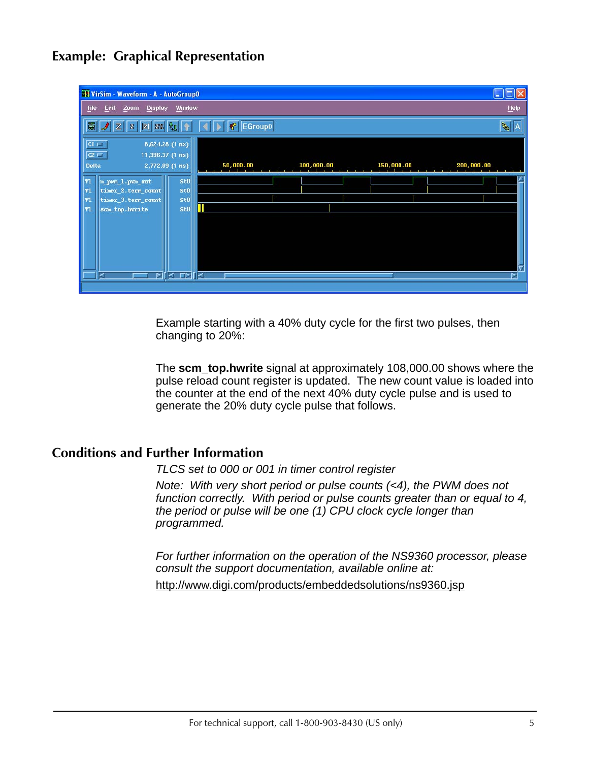## Example: Graphical Representation

Example starting with a 40% duty cycle for the first two pulses, then changing to 20%:

The **scm_top.hwrite** signal at approximately 108,000.00 shows where the pulse reload count register is updated. The new count value is loaded into the counter at the end of the next 40% duty cycle pulse and is used to generate the 20% duty cycle pulse that follows.

## Conditions and Further Information

*TLCS set to 000 or 001 in timer control register*

*Note: With very short period or pulse counts (<4), the PWM does not function correctly. With period or pulse counts greater than or equal to 4, the period or pulse will be one (1) CPU clock cycle longer than programmed.*

*For further information on the operation of the NS9360 processor, please consult the support documentation, available online at:*

http://www.digi.com/products/embeddedsolutions/ns9360.jsp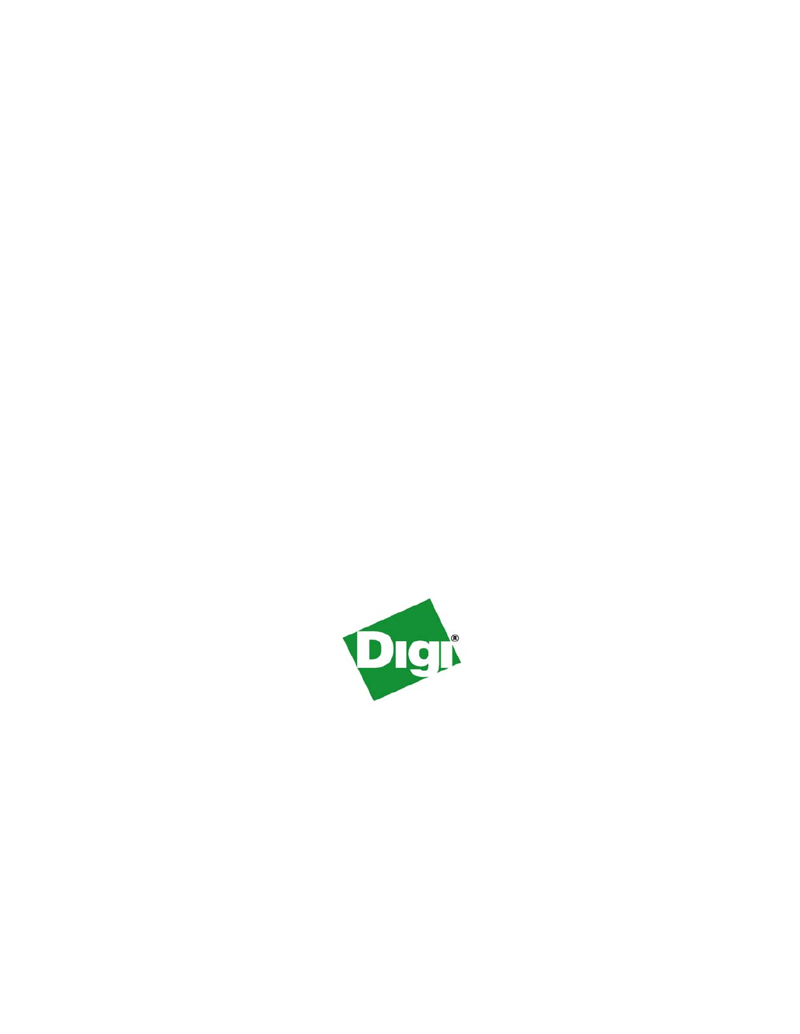Digi®